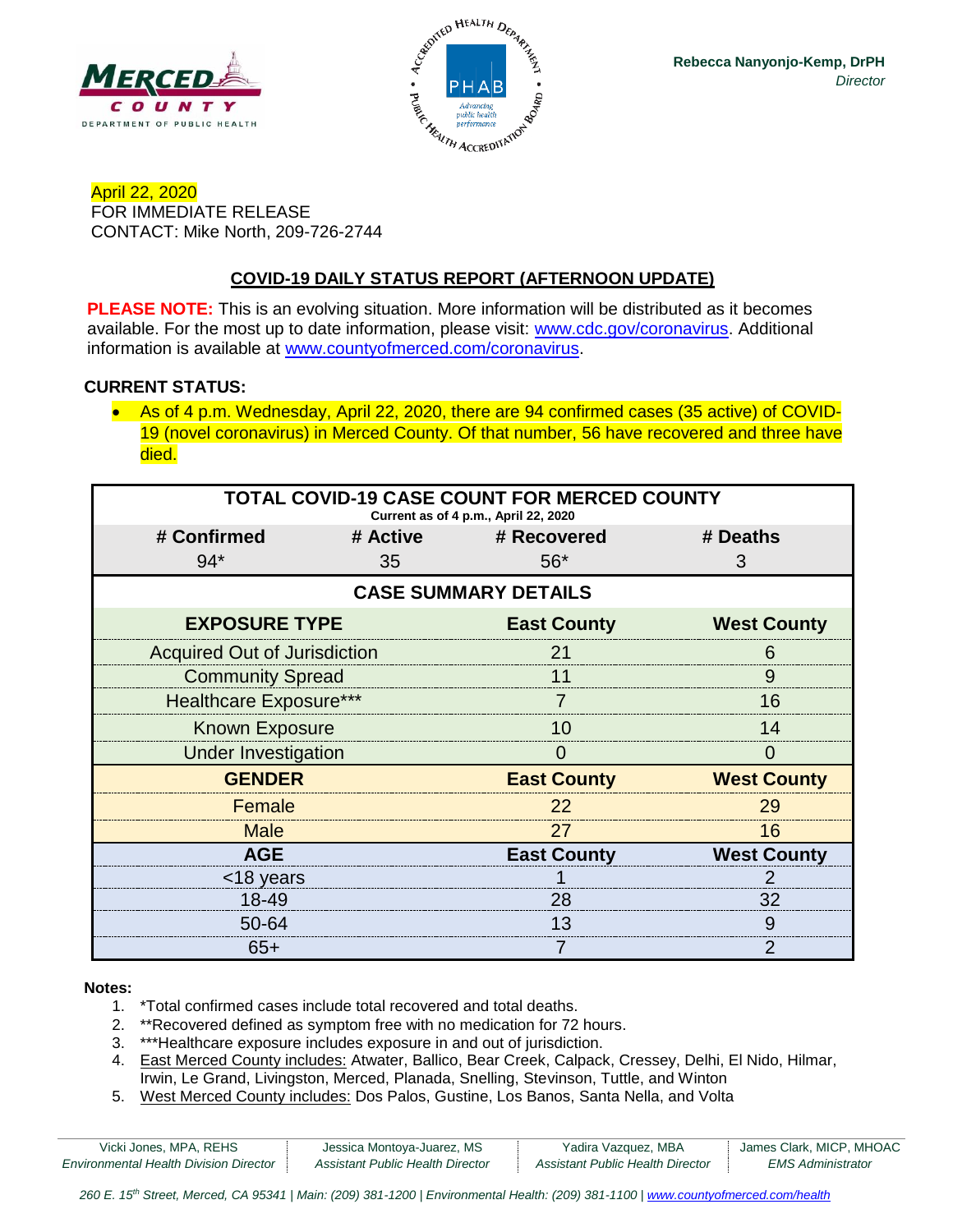Merced County Department of Public Health

Rebecca Nanyonjo-Kemp, DrPH
*Director*

April 22, 2020
FOR IMMEDIATE RELEASE
CONTACT: Mike North, 209-726-2744

## COVID-19 DAILY STATUS REPORT (AFTERNOON UPDATE)

**PLEASE NOTE:** This is an evolving situation. More information will be distributed as it becomes available. For the most up to date information, please visit: www.cdc.gov/coronavirus. Additional information is available at www.countyofmerced.com/coronavirus.

**CURRENT STATUS:**

- As of 4 p.m. Wednesday, April 22, 2020, there are 94 confirmed cases (35 active) of COVID-19 (novel coronavirus) in Merced County. Of that number, 56 have recovered and three have died.

**TOTAL COVID-19 CASE COUNT FOR MERCED COUNTY**
Current as of 4 p.m., April 22, 2020

| # Confirmed | # Active | # Recovered | # Deaths |
|---|---|---|---|
| 94* | 35 | 56* | 3 |

**CASE SUMMARY DETAILS**

| EXPOSURE TYPE | East County | West County |
|---|---|---|
| Acquired Out of Jurisdiction | 21 | 6 |
| Community Spread | 11 | 9 |
| Healthcare Exposure*** | 7 | 16 |
| Known Exposure | 10 | 14 |
| Under Investigation | 0 | 0 |
| **GENDER** | **East County** | **West County** |
| Female | 22 | 29 |
| Male | 27 | 16 |
| **AGE** | **East County** | **West County** |
| <18 years | 1 | 2 |
| 18-49 | 28 | 32 |
| 50-64 | 13 | 9 |
| 65+ | 7 | 2 |

**Notes:**

1. *Total confirmed cases include total recovered and total deaths.
2. **Recovered defined as symptom free with no medication for 72 hours.
3. ***Healthcare exposure includes exposure in and out of jurisdiction.
4. East Merced County includes: Atwater, Ballico, Bear Creek, Calpack, Cressey, Delhi, El Nido, Hilmar, Irwin, Le Grand, Livingston, Merced, Planada, Snelling, Stevinson, Tuttle, and Winton
5. West Merced County includes: Dos Palos, Gustine, Los Banos, Santa Nella, and Volta

Vicki Jones, MPA, REHS, *Environmental Health Division Director* | Jessica Montoya-Juarez, MS, *Assistant Public Health Director* | Yadira Vazquez, MBA, *Assistant Public Health Director* | James Clark, MICP, MHOAC, *EMS Administrator*

*260 E. 15th Street, Merced, CA 95341 | Main: (209) 381-1200 | Environmental Health: (209) 381-1100 | www.countyofmerced.com/health*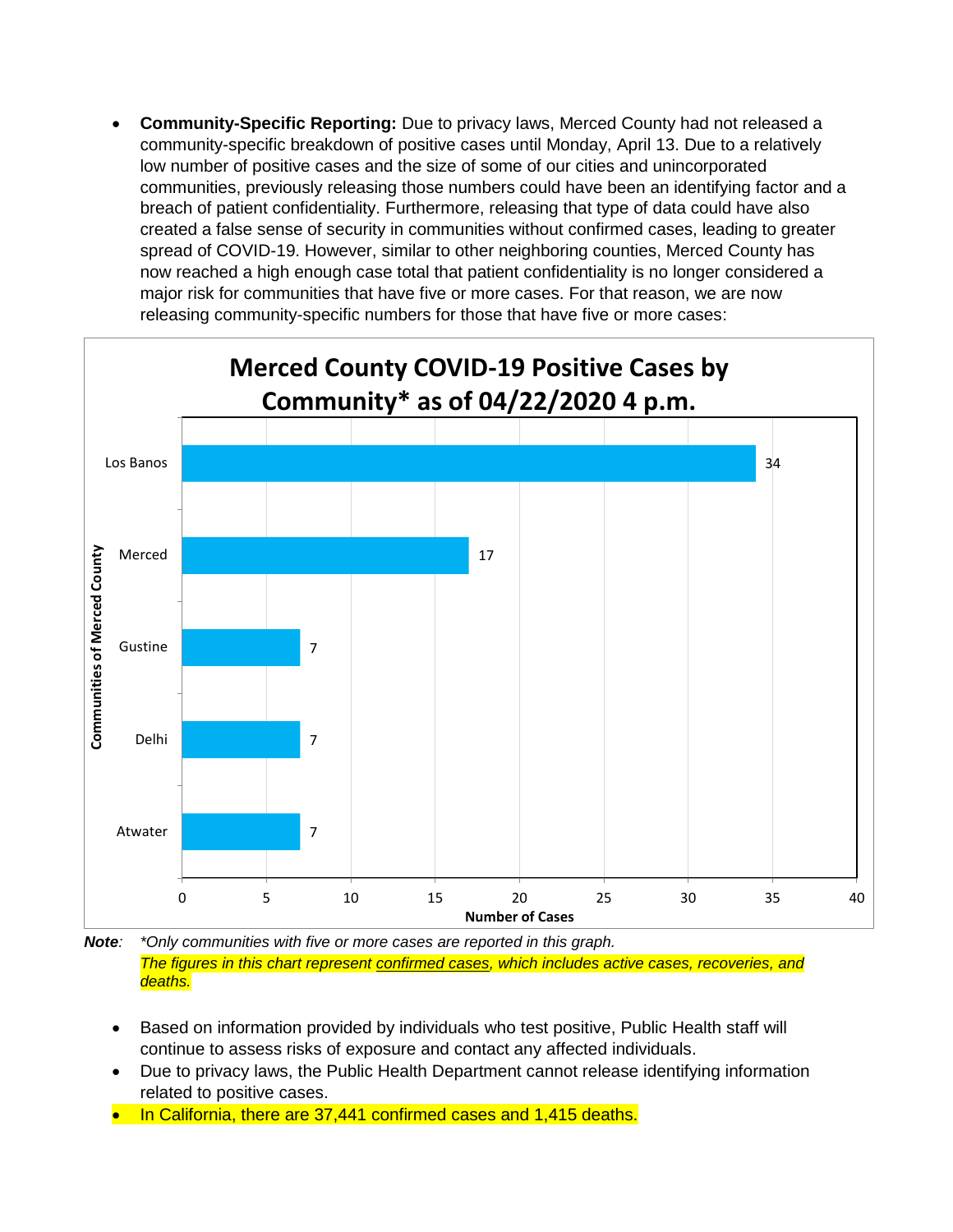- **Community-Specific Reporting:** Due to privacy laws, Merced County had not released a community-specific breakdown of positive cases until Monday, April 13. Due to a relatively low number of positive cases and the size of some of our cities and unincorporated communities, previously releasing those numbers could have been an identifying factor and a breach of patient confidentiality. Furthermore, releasing that type of data could have also created a false sense of security in communities without confirmed cases, leading to greater spread of COVID-19. However, similar to other neighboring counties, Merced County has now reached a high enough case total that patient confidentiality is no longer considered a major risk for communities that have five or more cases. For that reason, we are now releasing community-specific numbers for those that have five or more cases:

**Merced County COVID-19 Positive Cases by Community* as of 04/22/2020 4 p.m.**

| Communities of Merced County | Number of Cases |
| --- | --- |
| Los Banos | 34 |
| Merced | 17 |
| Gustine | 7 |
| Delhi | 7 |
| Atwater | 7 |

***Note**:* *\*Only communities with five or more cases are reported in this graph.*
*The figures in this chart represent confirmed cases, which includes active cases, recoveries, and deaths.*

- Based on information provided by individuals who test positive, Public Health staff will continue to assess risks of exposure and contact any affected individuals.
- Due to privacy laws, the Public Health Department cannot release identifying information related to positive cases.
- In California, there are 37,441 confirmed cases and 1,415 deaths.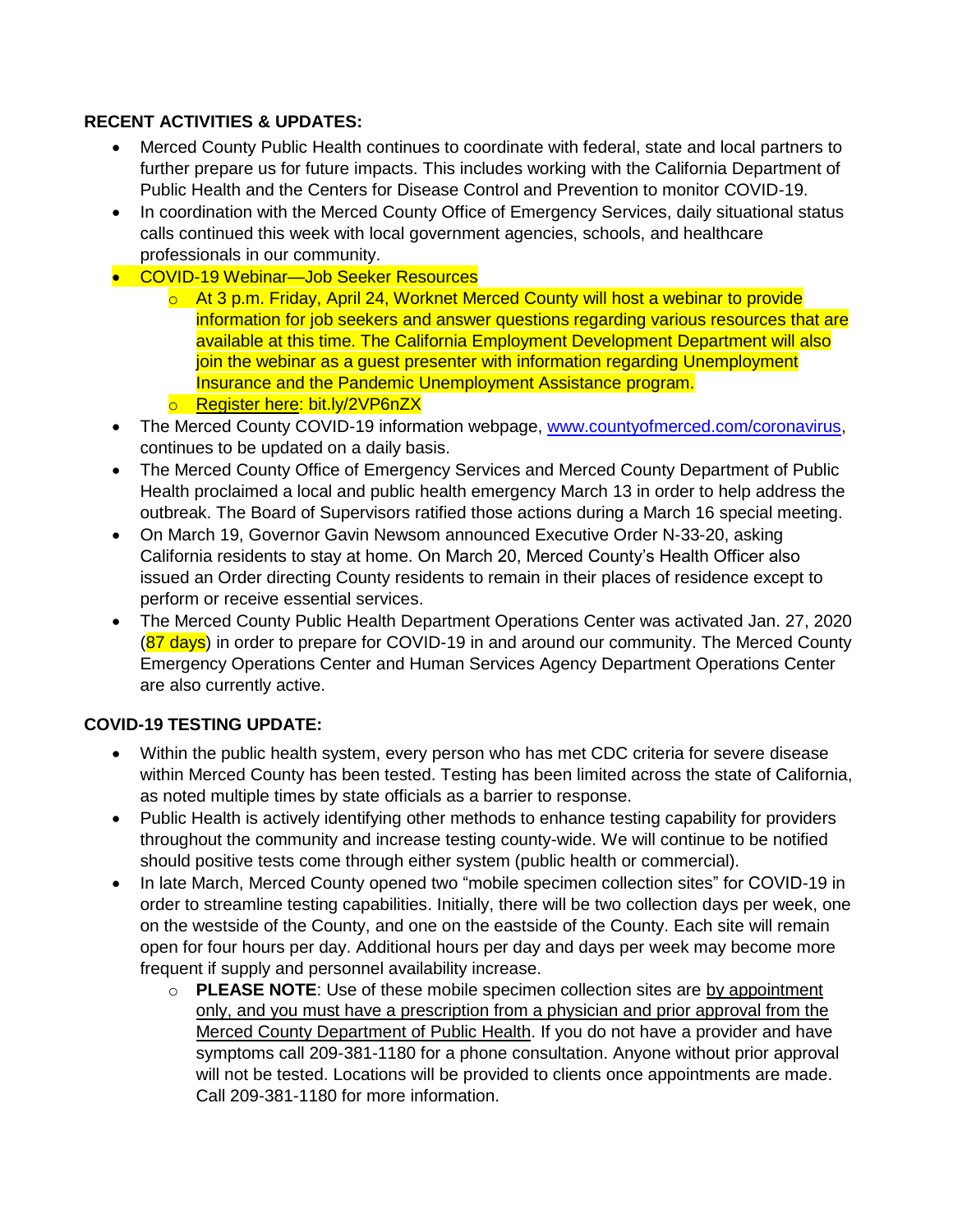**RECENT ACTIVITIES & UPDATES:**

- Merced County Public Health continues to coordinate with federal, state and local partners to further prepare us for future impacts. This includes working with the California Department of Public Health and the Centers for Disease Control and Prevention to monitor COVID-19.
- In coordination with the Merced County Office of Emergency Services, daily situational status calls continued this week with local government agencies, schools, and healthcare professionals in our community.
- COVID-19 Webinar—Job Seeker Resources
  - At 3 p.m. Friday, April 24, Worknet Merced County will host a webinar to provide information for job seekers and answer questions regarding various resources that are available at this time. The California Employment Development Department will also join the webinar as a guest presenter with information regarding Unemployment Insurance and the Pandemic Unemployment Assistance program.
  - Register here: bit.ly/2VP6nZX
- The Merced County COVID-19 information webpage, www.countyofmerced.com/coronavirus, continues to be updated on a daily basis.
- The Merced County Office of Emergency Services and Merced County Department of Public Health proclaimed a local and public health emergency March 13 in order to help address the outbreak. The Board of Supervisors ratified those actions during a March 16 special meeting.
- On March 19, Governor Gavin Newsom announced Executive Order N-33-20, asking California residents to stay at home. On March 20, Merced County's Health Officer also issued an Order directing County residents to remain in their places of residence except to perform or receive essential services.
- The Merced County Public Health Department Operations Center was activated Jan. 27, 2020 (87 days) in order to prepare for COVID-19 in and around our community. The Merced County Emergency Operations Center and Human Services Agency Department Operations Center are also currently active.

**COVID-19 TESTING UPDATE:**

- Within the public health system, every person who has met CDC criteria for severe disease within Merced County has been tested. Testing has been limited across the state of California, as noted multiple times by state officials as a barrier to response.
- Public Health is actively identifying other methods to enhance testing capability for providers throughout the community and increase testing county-wide. We will continue to be notified should positive tests come through either system (public health or commercial).
- In late March, Merced County opened two "mobile specimen collection sites" for COVID-19 in order to streamline testing capabilities. Initially, there will be two collection days per week, one on the westside of the County, and one on the eastside of the County. Each site will remain open for four hours per day. Additional hours per day and days per week may become more frequent if supply and personnel availability increase.
  - **PLEASE NOTE**: Use of these mobile specimen collection sites are by appointment only, and you must have a prescription from a physician and prior approval from the Merced County Department of Public Health. If you do not have a provider and have symptoms call 209-381-1180 for a phone consultation. Anyone without prior approval will not be tested. Locations will be provided to clients once appointments are made. Call 209-381-1180 for more information.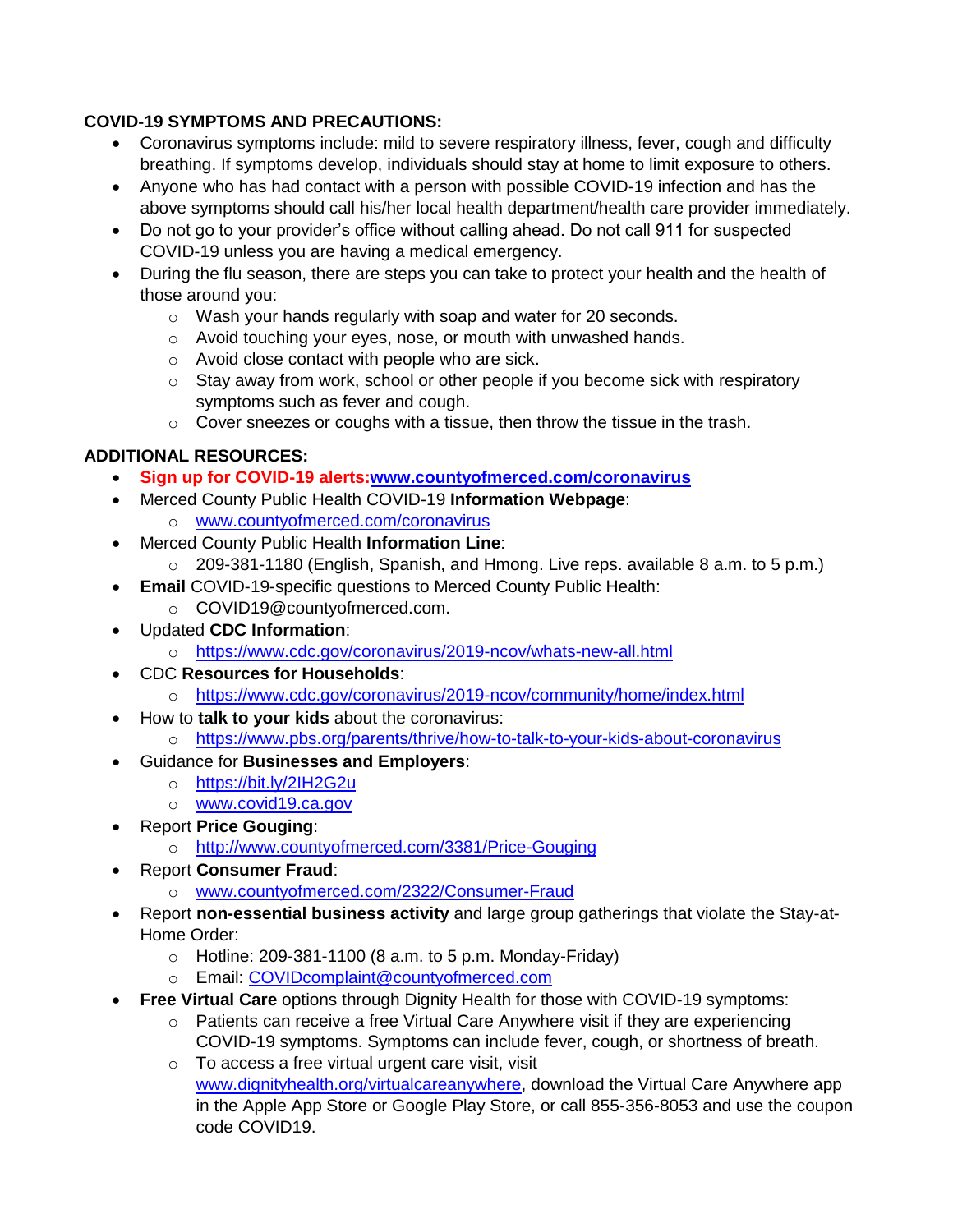**COVID-19 SYMPTOMS AND PRECAUTIONS:**

- Coronavirus symptoms include: mild to severe respiratory illness, fever, cough and difficulty breathing. If symptoms develop, individuals should stay at home to limit exposure to others.
- Anyone who has had contact with a person with possible COVID-19 infection and has the above symptoms should call his/her local health department/health care provider immediately.
- Do not go to your provider's office without calling ahead. Do not call 911 for suspected COVID-19 unless you are having a medical emergency.
- During the flu season, there are steps you can take to protect your health and the health of those around you:
  - Wash your hands regularly with soap and water for 20 seconds.
  - Avoid touching your eyes, nose, or mouth with unwashed hands.
  - Avoid close contact with people who are sick.
  - Stay away from work, school or other people if you become sick with respiratory symptoms such as fever and cough.
  - Cover sneezes or coughs with a tissue, then throw the tissue in the trash.

**ADDITIONAL RESOURCES:**

- **Sign up for COVID-19 alerts:[www.countyofmerced.com/coronavirus](www.countyofmerced.com/coronavirus)**
- Merced County Public Health COVID-19 **Information Webpage**:
  - [www.countyofmerced.com/coronavirus](www.countyofmerced.com/coronavirus)
- Merced County Public Health **Information Line**:
  - 209-381-1180 (English, Spanish, and Hmong. Live reps. available 8 a.m. to 5 p.m.)
- **Email** COVID-19-specific questions to Merced County Public Health:
  - COVID19@countyofmerced.com.
- Updated **CDC Information**:
  - [https://www.cdc.gov/coronavirus/2019-ncov/whats-new-all.html](https://www.cdc.gov/coronavirus/2019-ncov/whats-new-all.html)
- CDC **Resources for Households**:
  - [https://www.cdc.gov/coronavirus/2019-ncov/community/home/index.html](https://www.cdc.gov/coronavirus/2019-ncov/community/home/index.html)
- How to **talk to your kids** about the coronavirus:
  - [https://www.pbs.org/parents/thrive/how-to-talk-to-your-kids-about-coronavirus](https://www.pbs.org/parents/thrive/how-to-talk-to-your-kids-about-coronavirus)
- Guidance for **Businesses and Employers**:
  - [https://bit.ly/2IH2G2u](https://bit.ly/2IH2G2u)
  - [www.covid19.ca.gov](www.covid19.ca.gov)
- Report **Price Gouging**:
  - [http://www.countyofmerced.com/3381/Price-Gouging](http://www.countyofmerced.com/3381/Price-Gouging)
- Report **Consumer Fraud**:
  - [www.countyofmerced.com/2322/Consumer-Fraud](www.countyofmerced.com/2322/Consumer-Fraud)
- Report **non-essential business activity** and large group gatherings that violate the Stay-at-Home Order:
  - Hotline: 209-381-1100 (8 a.m. to 5 p.m. Monday-Friday)
  - Email: [COVIDcomplaint@countyofmerced.com](mailto:COVIDcomplaint@countyofmerced.com)
- **Free Virtual Care** options through Dignity Health for those with COVID-19 symptoms:
  - Patients can receive a free Virtual Care Anywhere visit if they are experiencing COVID-19 symptoms. Symptoms can include fever, cough, or shortness of breath.
  - To access a free virtual urgent care visit, visit [www.dignityhealth.org/virtualcareanywhere](www.dignityhealth.org/virtualcareanywhere), download the Virtual Care Anywhere app in the Apple App Store or Google Play Store, or call 855-356-8053 and use the coupon code COVID19.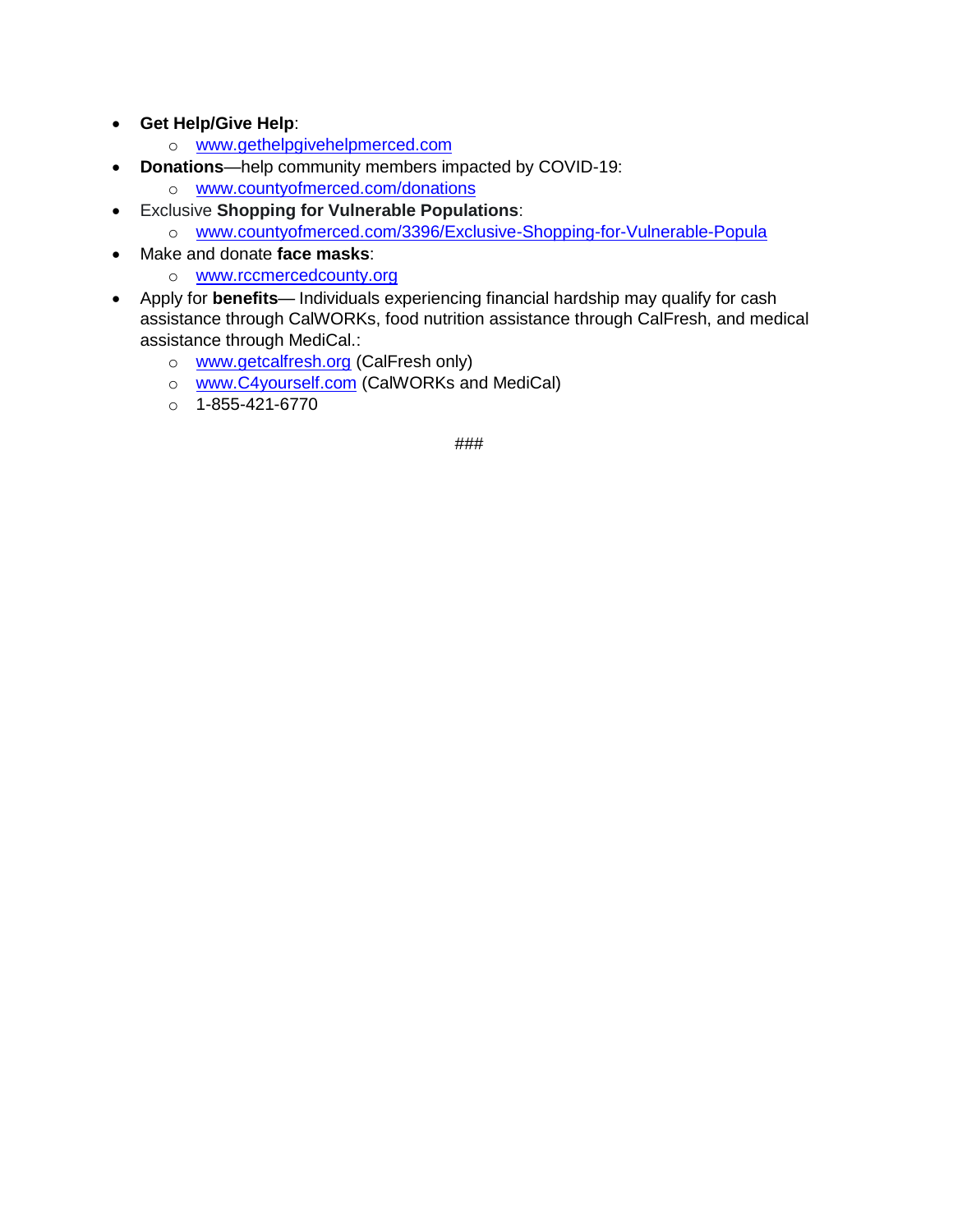- **Get Help/Give Help**:
  - www.gethelpgivehelpmerced.com
- **Donations**—help community members impacted by COVID-19:
  - www.countyofmerced.com/donations
- Exclusive **Shopping for Vulnerable Populations**:
  - www.countyofmerced.com/3396/Exclusive-Shopping-for-Vulnerable-Popula
- Make and donate **face masks**:
  - www.rccmercedcounty.org
- Apply for **benefits**— Individuals experiencing financial hardship may qualify for cash assistance through CalWORKs, food nutrition assistance through CalFresh, and medical assistance through MediCal.:
  - www.getcalfresh.org (CalFresh only)
  - www.C4yourself.com (CalWORKs and MediCal)
  - 1-855-421-6770

###